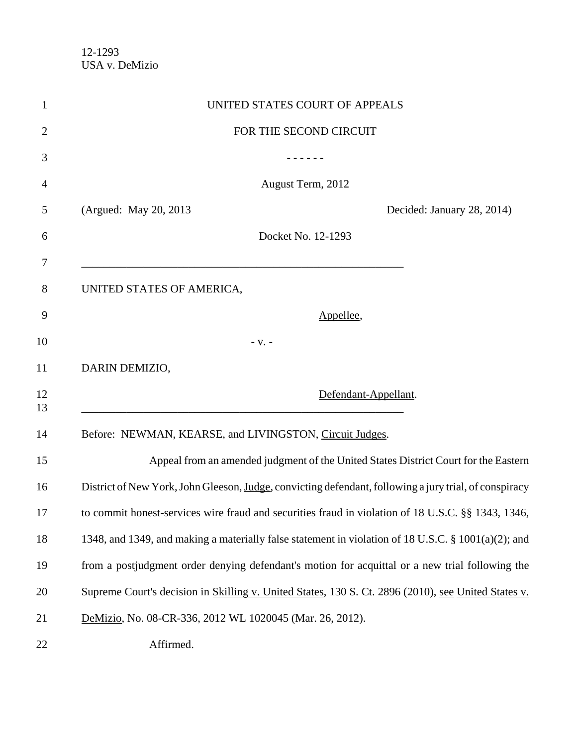12-1293
USA v. DeMizio

UNITED STATES COURT OF APPEALS

FOR THE SECOND CIRCUIT

\- - - - - -

August Term, 2012

(Argued: May 20, 2013 Decided: January 28, 2014)

Docket No. 12-1293

---

UNITED STATES OF AMERICA,

Appellee,

\- v. -

DARIN DEMIZIO,

Defendant-Appellant.

---

Before: NEWMAN, KEARSE, and LIVINGSTON, Circuit Judges.

Appeal from an amended judgment of the United States District Court for the Eastern District of New York, John Gleeson, Judge, convicting defendant, following a jury trial, of conspiracy to commit honest-services wire fraud and securities fraud in violation of 18 U.S.C. §§ 1343, 1346, 1348, and 1349, and making a materially false statement in violation of 18 U.S.C. § 1001(a)(2); and from a postjudgment order denying defendant's motion for acquittal or a new trial following the Supreme Court's decision in Skilling v. United States, 130 S. Ct. 2896 (2010), see United States v. DeMizio, No. 08-CR-336, 2012 WL 1020045 (Mar. 26, 2012).

Affirmed.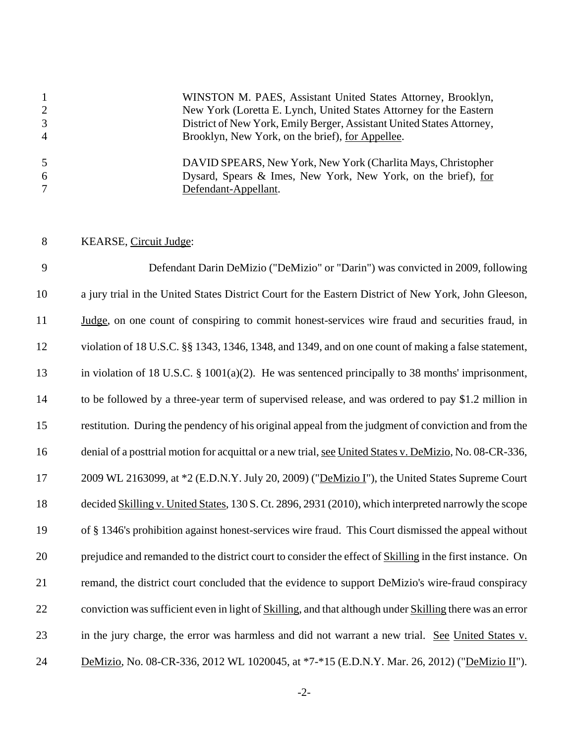WINSTON M. PAES, Assistant United States Attorney, Brooklyn, New York (Loretta E. Lynch, United States Attorney for the Eastern District of New York, Emily Berger, Assistant United States Attorney, Brooklyn, New York, on the brief), for Appellee.

DAVID SPEARS, New York, New York (Charlita Mays, Christopher Dysard, Spears & Imes, New York, New York, on the brief), for Defendant-Appellant.

KEARSE, Circuit Judge:

Defendant Darin DeMizio ("DeMizio" or "Darin") was convicted in 2009, following a jury trial in the United States District Court for the Eastern District of New York, John Gleeson, Judge, on one count of conspiring to commit honest-services wire fraud and securities fraud, in violation of 18 U.S.C. §§ 1343, 1346, 1348, and 1349, and on one count of making a false statement, in violation of 18 U.S.C. § 1001(a)(2). He was sentenced principally to 38 months' imprisonment, to be followed by a three-year term of supervised release, and was ordered to pay $1.2 million in restitution. During the pendency of his original appeal from the judgment of conviction and from the denial of a posttrial motion for acquittal or a new trial, see United States v. DeMizio, No. 08-CR-336, 2009 WL 2163099, at *2 (E.D.N.Y. July 20, 2009) ("DeMizio I"), the United States Supreme Court decided Skilling v. United States, 130 S. Ct. 2896, 2931 (2010), which interpreted narrowly the scope of § 1346's prohibition against honest-services wire fraud. This Court dismissed the appeal without prejudice and remanded to the district court to consider the effect of Skilling in the first instance. On remand, the district court concluded that the evidence to support DeMizio's wire-fraud conspiracy conviction was sufficient even in light of Skilling, and that although under Skilling there was an error in the jury charge, the error was harmless and did not warrant a new trial. See United States v. DeMizio, No. 08-CR-336, 2012 WL 1020045, at *7-*15 (E.D.N.Y. Mar. 26, 2012) ("DeMizio II").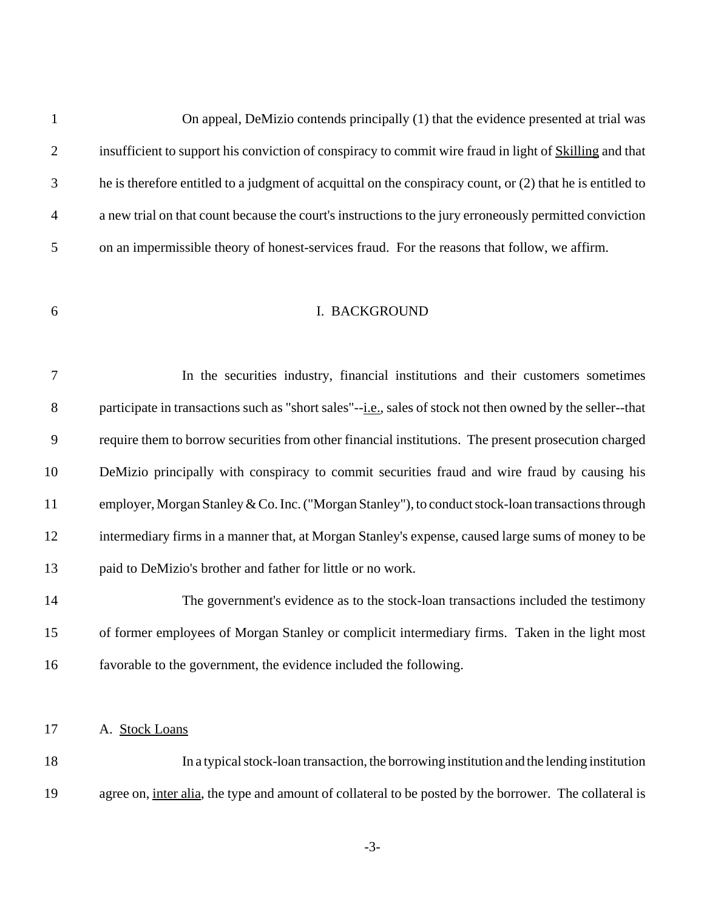On appeal, DeMizio contends principally (1) that the evidence presented at trial was insufficient to support his conviction of conspiracy to commit wire fraud in light of Skilling and that he is therefore entitled to a judgment of acquittal on the conspiracy count, or (2) that he is entitled to a new trial on that count because the court's instructions to the jury erroneously permitted conviction on an impermissible theory of honest-services fraud. For the reasons that follow, we affirm.

## I. BACKGROUND

In the securities industry, financial institutions and their customers sometimes participate in transactions such as "short sales"--i.e., sales of stock not then owned by the seller--that require them to borrow securities from other financial institutions. The present prosecution charged DeMizio principally with conspiracy to commit securities fraud and wire fraud by causing his employer, Morgan Stanley & Co. Inc. ("Morgan Stanley"), to conduct stock-loan transactions through intermediary firms in a manner that, at Morgan Stanley's expense, caused large sums of money to be paid to DeMizio's brother and father for little or no work.

The government's evidence as to the stock-loan transactions included the testimony of former employees of Morgan Stanley or complicit intermediary firms. Taken in the light most favorable to the government, the evidence included the following.

### A. Stock Loans

In a typical stock-loan transaction, the borrowing institution and the lending institution agree on, inter alia, the type and amount of collateral to be posted by the borrower. The collateral is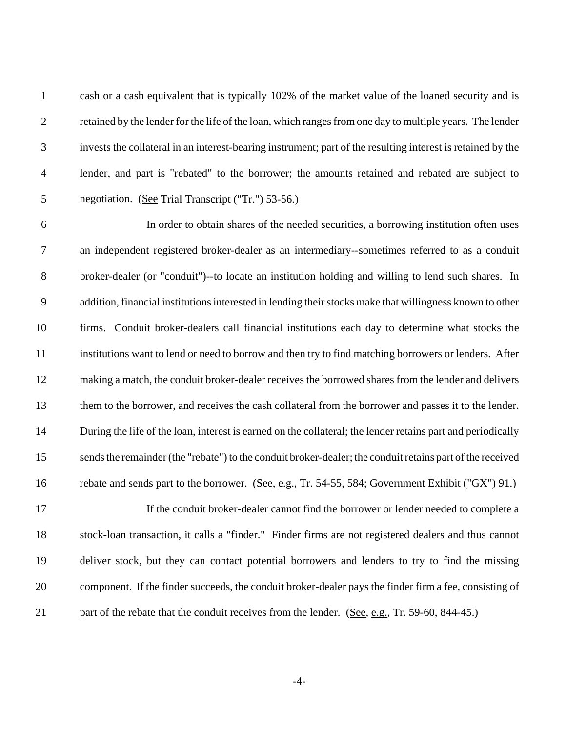cash or a cash equivalent that is typically 102% of the market value of the loaned security and is retained by the lender for the life of the loan, which ranges from one day to multiple years. The lender invests the collateral in an interest-bearing instrument; part of the resulting interest is retained by the lender, and part is "rebated" to the borrower; the amounts retained and rebated are subject to negotiation. (See Trial Transcript ("Tr.") 53-56.)

In order to obtain shares of the needed securities, a borrowing institution often uses an independent registered broker-dealer as an intermediary--sometimes referred to as a conduit broker-dealer (or "conduit")--to locate an institution holding and willing to lend such shares. In addition, financial institutions interested in lending their stocks make that willingness known to other firms. Conduit broker-dealers call financial institutions each day to determine what stocks the institutions want to lend or need to borrow and then try to find matching borrowers or lenders. After making a match, the conduit broker-dealer receives the borrowed shares from the lender and delivers them to the borrower, and receives the cash collateral from the borrower and passes it to the lender. During the life of the loan, interest is earned on the collateral; the lender retains part and periodically sends the remainder (the "rebate") to the conduit broker-dealer; the conduit retains part of the received rebate and sends part to the borrower. (See, e.g., Tr. 54-55, 584; Government Exhibit ("GX") 91.)

If the conduit broker-dealer cannot find the borrower or lender needed to complete a stock-loan transaction, it calls a "finder." Finder firms are not registered dealers and thus cannot deliver stock, but they can contact potential borrowers and lenders to try to find the missing component. If the finder succeeds, the conduit broker-dealer pays the finder firm a fee, consisting of part of the rebate that the conduit receives from the lender. (See, e.g., Tr. 59-60, 844-45.)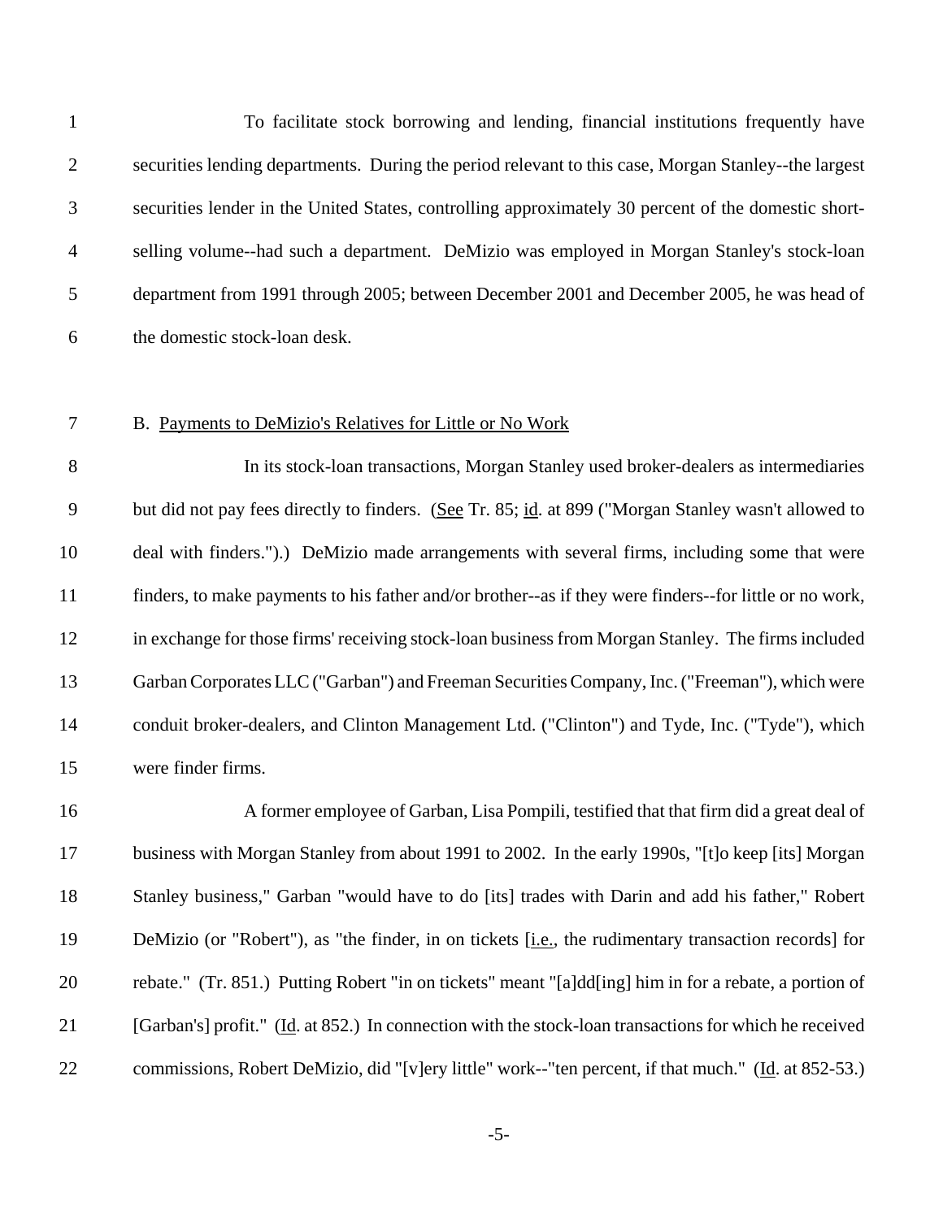To facilitate stock borrowing and lending, financial institutions frequently have securities lending departments. During the period relevant to this case, Morgan Stanley--the largest securities lender in the United States, controlling approximately 30 percent of the domestic short-selling volume--had such a department. DeMizio was employed in Morgan Stanley's stock-loan department from 1991 through 2005; between December 2001 and December 2005, he was head of the domestic stock-loan desk.

B. Payments to DeMizio's Relatives for Little or No Work

In its stock-loan transactions, Morgan Stanley used broker-dealers as intermediaries but did not pay fees directly to finders. (See Tr. 85; id. at 899 ("Morgan Stanley wasn't allowed to deal with finders.").) DeMizio made arrangements with several firms, including some that were finders, to make payments to his father and/or brother--as if they were finders--for little or no work, in exchange for those firms' receiving stock-loan business from Morgan Stanley. The firms included Garban Corporates LLC ("Garban") and Freeman Securities Company, Inc. ("Freeman"), which were conduit broker-dealers, and Clinton Management Ltd. ("Clinton") and Tyde, Inc. ("Tyde"), which were finder firms.

A former employee of Garban, Lisa Pompili, testified that that firm did a great deal of business with Morgan Stanley from about 1991 to 2002. In the early 1990s, "[t]o keep [its] Morgan Stanley business," Garban "would have to do [its] trades with Darin and add his father," Robert DeMizio (or "Robert"), as "the finder, in on tickets [i.e., the rudimentary transaction records] for rebate." (Tr. 851.) Putting Robert "in on tickets" meant "[a]dd[ing] him in for a rebate, a portion of [Garban's] profit." (Id. at 852.) In connection with the stock-loan transactions for which he received commissions, Robert DeMizio, did "[v]ery little" work--"ten percent, if that much." (Id. at 852-53.)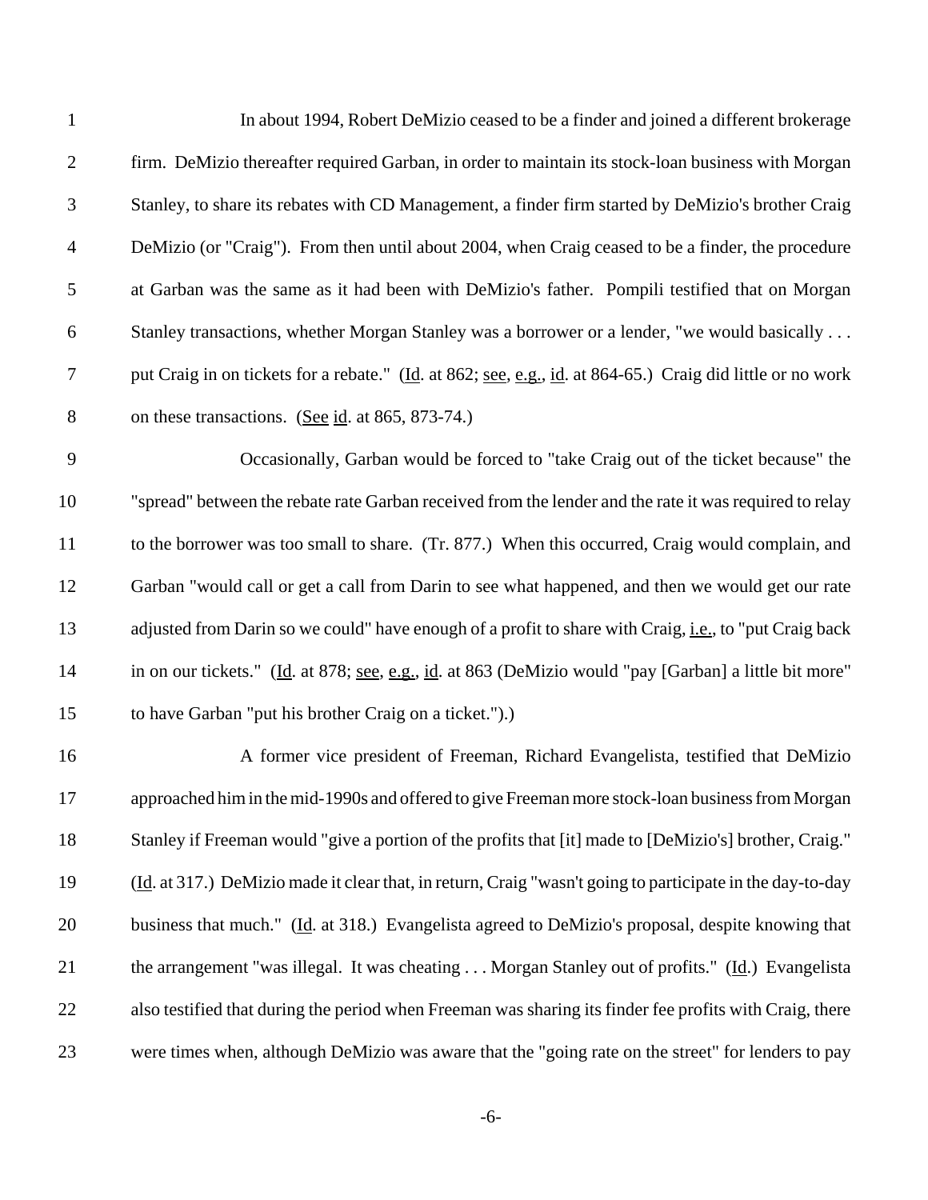In about 1994, Robert DeMizio ceased to be a finder and joined a different brokerage firm. DeMizio thereafter required Garban, in order to maintain its stock-loan business with Morgan Stanley, to share its rebates with CD Management, a finder firm started by DeMizio's brother Craig DeMizio (or "Craig"). From then until about 2004, when Craig ceased to be a finder, the procedure at Garban was the same as it had been with DeMizio's father. Pompili testified that on Morgan Stanley transactions, whether Morgan Stanley was a borrower or a lender, "we would basically . . . put Craig in on tickets for a rebate." (Id. at 862; see, e.g., id. at 864-65.) Craig did little or no work on these transactions. (See id. at 865, 873-74.)

Occasionally, Garban would be forced to "take Craig out of the ticket because" the "spread" between the rebate rate Garban received from the lender and the rate it was required to relay to the borrower was too small to share. (Tr. 877.) When this occurred, Craig would complain, and Garban "would call or get a call from Darin to see what happened, and then we would get our rate adjusted from Darin so we could" have enough of a profit to share with Craig, i.e., to "put Craig back in on our tickets." (Id. at 878; see, e.g., id. at 863 (DeMizio would "pay [Garban] a little bit more" to have Garban "put his brother Craig on a ticket.").)

A former vice president of Freeman, Richard Evangelista, testified that DeMizio approached him in the mid-1990s and offered to give Freeman more stock-loan business from Morgan Stanley if Freeman would "give a portion of the profits that [it] made to [DeMizio's] brother, Craig." (Id. at 317.) DeMizio made it clear that, in return, Craig "wasn't going to participate in the day-to-day business that much." (Id. at 318.) Evangelista agreed to DeMizio's proposal, despite knowing that the arrangement "was illegal. It was cheating . . . Morgan Stanley out of profits." (Id.) Evangelista also testified that during the period when Freeman was sharing its finder fee profits with Craig, there were times when, although DeMizio was aware that the "going rate on the street" for lenders to pay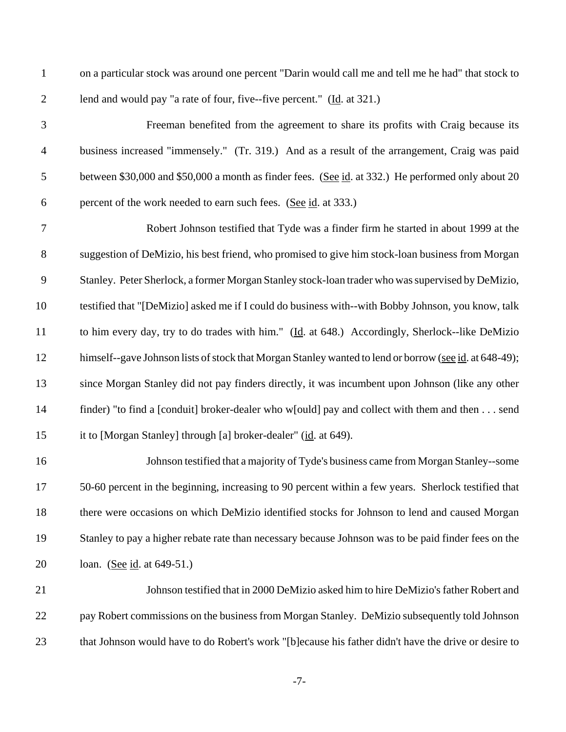on a particular stock was around one percent "Darin would call me and tell me he had" that stock to lend and would pay "a rate of four, five--five percent." (Id. at 321.)

Freeman benefited from the agreement to share its profits with Craig because its business increased "immensely." (Tr. 319.) And as a result of the arrangement, Craig was paid between $30,000 and $50,000 a month as finder fees. (See id. at 332.) He performed only about 20 percent of the work needed to earn such fees. (See id. at 333.)

Robert Johnson testified that Tyde was a finder firm he started in about 1999 at the suggestion of DeMizio, his best friend, who promised to give him stock-loan business from Morgan Stanley. Peter Sherlock, a former Morgan Stanley stock-loan trader who was supervised by DeMizio, testified that "[DeMizio] asked me if I could do business with--with Bobby Johnson, you know, talk to him every day, try to do trades with him." (Id. at 648.) Accordingly, Sherlock--like DeMizio himself--gave Johnson lists of stock that Morgan Stanley wanted to lend or borrow (see id. at 648-49); since Morgan Stanley did not pay finders directly, it was incumbent upon Johnson (like any other finder) "to find a [conduit] broker-dealer who w[ould] pay and collect with them and then . . . send it to [Morgan Stanley] through [a] broker-dealer" (id. at 649).

Johnson testified that a majority of Tyde's business came from Morgan Stanley--some 50-60 percent in the beginning, increasing to 90 percent within a few years. Sherlock testified that there were occasions on which DeMizio identified stocks for Johnson to lend and caused Morgan Stanley to pay a higher rebate rate than necessary because Johnson was to be paid finder fees on the loan. (See id. at 649-51.)

Johnson testified that in 2000 DeMizio asked him to hire DeMizio's father Robert and pay Robert commissions on the business from Morgan Stanley. DeMizio subsequently told Johnson that Johnson would have to do Robert's work "[b]ecause his father didn't have the drive or desire to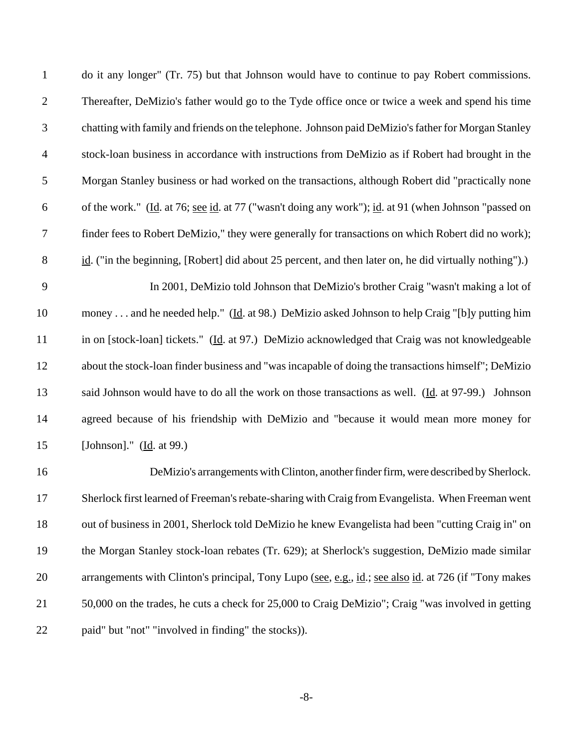do it any longer" (Tr. 75) but that Johnson would have to continue to pay Robert commissions. Thereafter, DeMizio's father would go to the Tyde office once or twice a week and spend his time chatting with family and friends on the telephone. Johnson paid DeMizio's father for Morgan Stanley stock-loan business in accordance with instructions from DeMizio as if Robert had brought in the Morgan Stanley business or had worked on the transactions, although Robert did "practically none of the work." (Id. at 76; see id. at 77 ("wasn't doing any work"); id. at 91 (when Johnson "passed on finder fees to Robert DeMizio," they were generally for transactions on which Robert did no work); id. ("in the beginning, [Robert] did about 25 percent, and then later on, he did virtually nothing").)

In 2001, DeMizio told Johnson that DeMizio's brother Craig "wasn't making a lot of money . . . and he needed help." (Id. at 98.) DeMizio asked Johnson to help Craig "[b]y putting him in on [stock-loan] tickets." (Id. at 97.) DeMizio acknowledged that Craig was not knowledgeable about the stock-loan finder business and "was incapable of doing the transactions himself"; DeMizio said Johnson would have to do all the work on those transactions as well. (Id. at 97-99.) Johnson agreed because of his friendship with DeMizio and "because it would mean more money for [Johnson]." (Id. at 99.)

DeMizio's arrangements with Clinton, another finder firm, were described by Sherlock. Sherlock first learned of Freeman's rebate-sharing with Craig from Evangelista. When Freeman went out of business in 2001, Sherlock told DeMizio he knew Evangelista had been "cutting Craig in" on the Morgan Stanley stock-loan rebates (Tr. 629); at Sherlock's suggestion, DeMizio made similar arrangements with Clinton's principal, Tony Lupo (see, e.g., id.; see also id. at 726 (if "Tony makes 50,000 on the trades, he cuts a check for 25,000 to Craig DeMizio"; Craig "was involved in getting paid" but "not" "involved in finding" the stocks)).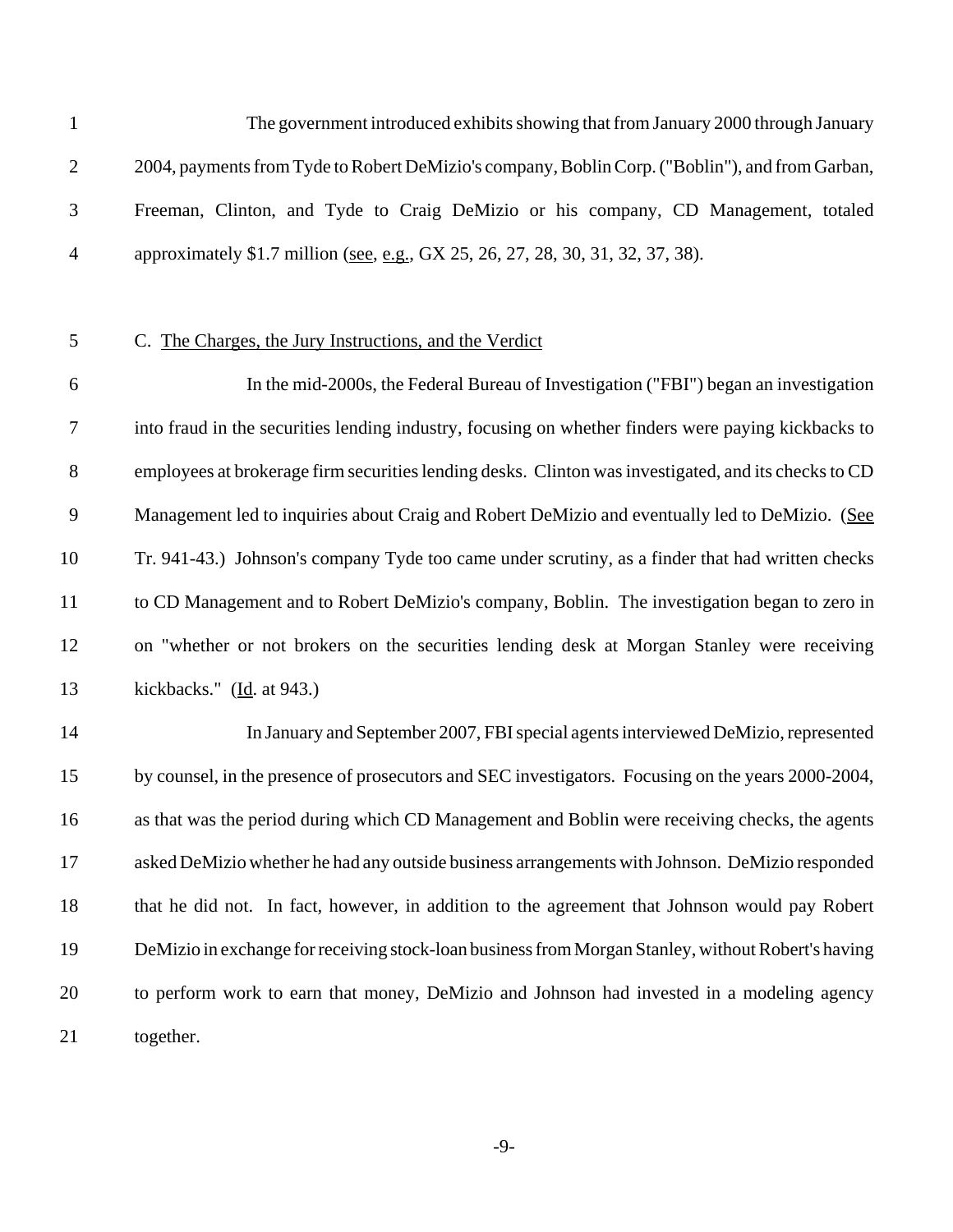The government introduced exhibits showing that from January 2000 through January 2004, payments from Tyde to Robert DeMizio's company, Boblin Corp. ("Boblin"), and from Garban, Freeman, Clinton, and Tyde to Craig DeMizio or his company, CD Management, totaled approximately $1.7 million (see, e.g., GX 25, 26, 27, 28, 30, 31, 32, 37, 38).

C. The Charges, the Jury Instructions, and the Verdict

In the mid-2000s, the Federal Bureau of Investigation ("FBI") began an investigation into fraud in the securities lending industry, focusing on whether finders were paying kickbacks to employees at brokerage firm securities lending desks. Clinton was investigated, and its checks to CD Management led to inquiries about Craig and Robert DeMizio and eventually led to DeMizio. (See Tr. 941-43.) Johnson's company Tyde too came under scrutiny, as a finder that had written checks to CD Management and to Robert DeMizio's company, Boblin. The investigation began to zero in on "whether or not brokers on the securities lending desk at Morgan Stanley were receiving kickbacks." (Id. at 943.)

In January and September 2007, FBI special agents interviewed DeMizio, represented by counsel, in the presence of prosecutors and SEC investigators. Focusing on the years 2000-2004, as that was the period during which CD Management and Boblin were receiving checks, the agents asked DeMizio whether he had any outside business arrangements with Johnson. DeMizio responded that he did not. In fact, however, in addition to the agreement that Johnson would pay Robert DeMizio in exchange for receiving stock-loan business from Morgan Stanley, without Robert's having to perform work to earn that money, DeMizio and Johnson had invested in a modeling agency together.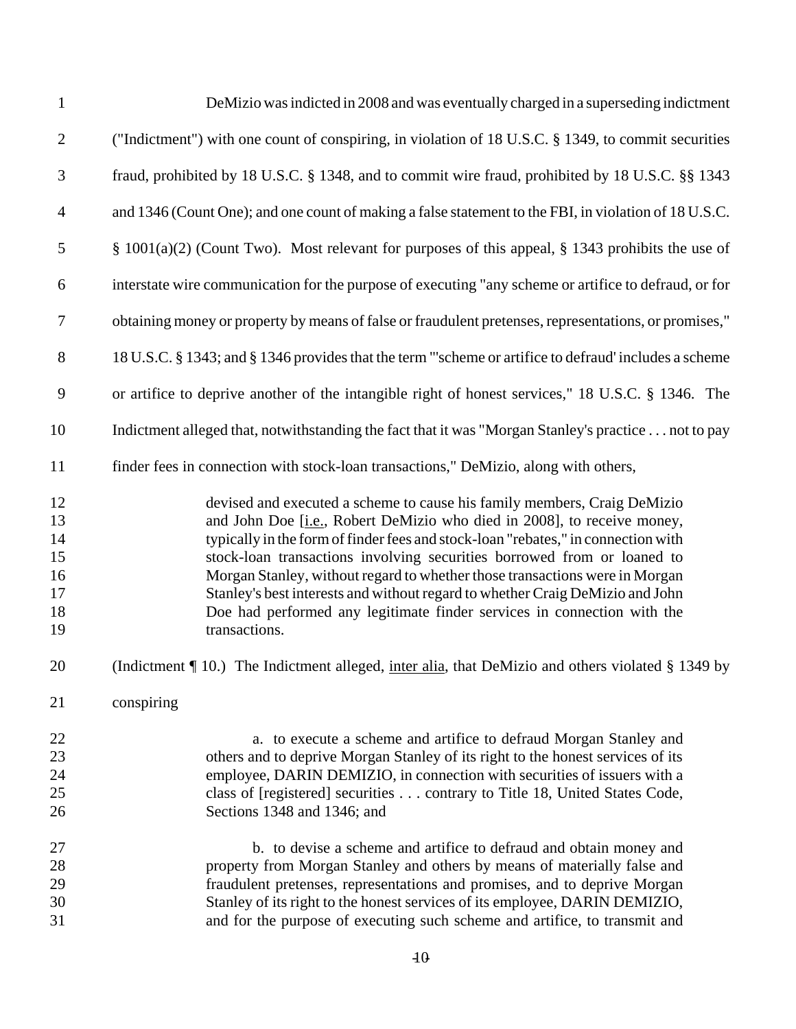DeMizio was indicted in 2008 and was eventually charged in a superseding indictment ("Indictment") with one count of conspiring, in violation of 18 U.S.C. § 1349, to commit securities fraud, prohibited by 18 U.S.C. § 1348, and to commit wire fraud, prohibited by 18 U.S.C. §§ 1343 and 1346 (Count One); and one count of making a false statement to the FBI, in violation of 18 U.S.C. § 1001(a)(2) (Count Two). Most relevant for purposes of this appeal, § 1343 prohibits the use of interstate wire communication for the purpose of executing "any scheme or artifice to defraud, or for obtaining money or property by means of false or fraudulent pretenses, representations, or promises," 18 U.S.C. § 1343; and § 1346 provides that the term "'scheme or artifice to defraud' includes a scheme or artifice to deprive another of the intangible right of honest services," 18 U.S.C. § 1346. The Indictment alleged that, notwithstanding the fact that it was "Morgan Stanley's practice . . . not to pay finder fees in connection with stock-loan transactions," DeMizio, along with others,

> devised and executed a scheme to cause his family members, Craig DeMizio and John Doe [i.e., Robert DeMizio who died in 2008], to receive money, typically in the form of finder fees and stock-loan "rebates," in connection with stock-loan transactions involving securities borrowed from or loaned to Morgan Stanley, without regard to whether those transactions were in Morgan Stanley's best interests and without regard to whether Craig DeMizio and John Doe had performed any legitimate finder services in connection with the transactions.

(Indictment ¶ 10.) The Indictment alleged, inter alia, that DeMizio and others violated § 1349 by conspiring

> a. to execute a scheme and artifice to defraud Morgan Stanley and others and to deprive Morgan Stanley of its right to the honest services of its employee, DARIN DEMIZIO, in connection with securities of issuers with a class of [registered] securities . . . contrary to Title 18, United States Code, Sections 1348 and 1346; and
>
> b. to devise a scheme and artifice to defraud and obtain money and property from Morgan Stanley and others by means of materially false and fraudulent pretenses, representations and promises, and to deprive Morgan Stanley of its right to the honest services of its employee, DARIN DEMIZIO, and for the purpose of executing such scheme and artifice, to transmit and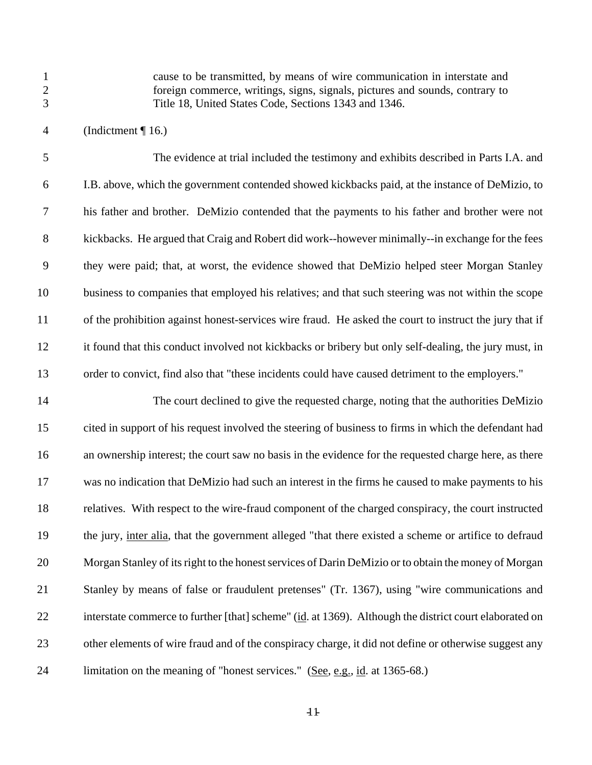> cause to be transmitted, by means of wire communication in interstate and foreign commerce, writings, signs, signals, pictures and sounds, contrary to Title 18, United States Code, Sections 1343 and 1346.

(Indictment ¶ 16.)

The evidence at trial included the testimony and exhibits described in Parts I.A. and I.B. above, which the government contended showed kickbacks paid, at the instance of DeMizio, to his father and brother. DeMizio contended that the payments to his father and brother were not kickbacks. He argued that Craig and Robert did work--however minimally--in exchange for the fees they were paid; that, at worst, the evidence showed that DeMizio helped steer Morgan Stanley business to companies that employed his relatives; and that such steering was not within the scope of the prohibition against honest-services wire fraud. He asked the court to instruct the jury that if it found that this conduct involved not kickbacks or bribery but only self-dealing, the jury must, in order to convict, find also that "these incidents could have caused detriment to the employers."

The court declined to give the requested charge, noting that the authorities DeMizio cited in support of his request involved the steering of business to firms in which the defendant had an ownership interest; the court saw no basis in the evidence for the requested charge here, as there was no indication that DeMizio had such an interest in the firms he caused to make payments to his relatives. With respect to the wire-fraud component of the charged conspiracy, the court instructed the jury, inter alia, that the government alleged "that there existed a scheme or artifice to defraud Morgan Stanley of its right to the honest services of Darin DeMizio or to obtain the money of Morgan Stanley by means of false or fraudulent pretenses" (Tr. 1367), using "wire communications and interstate commerce to further [that] scheme" (id. at 1369). Although the district court elaborated on other elements of wire fraud and of the conspiracy charge, it did not define or otherwise suggest any limitation on the meaning of "honest services." (See, e.g., id. at 1365-68.)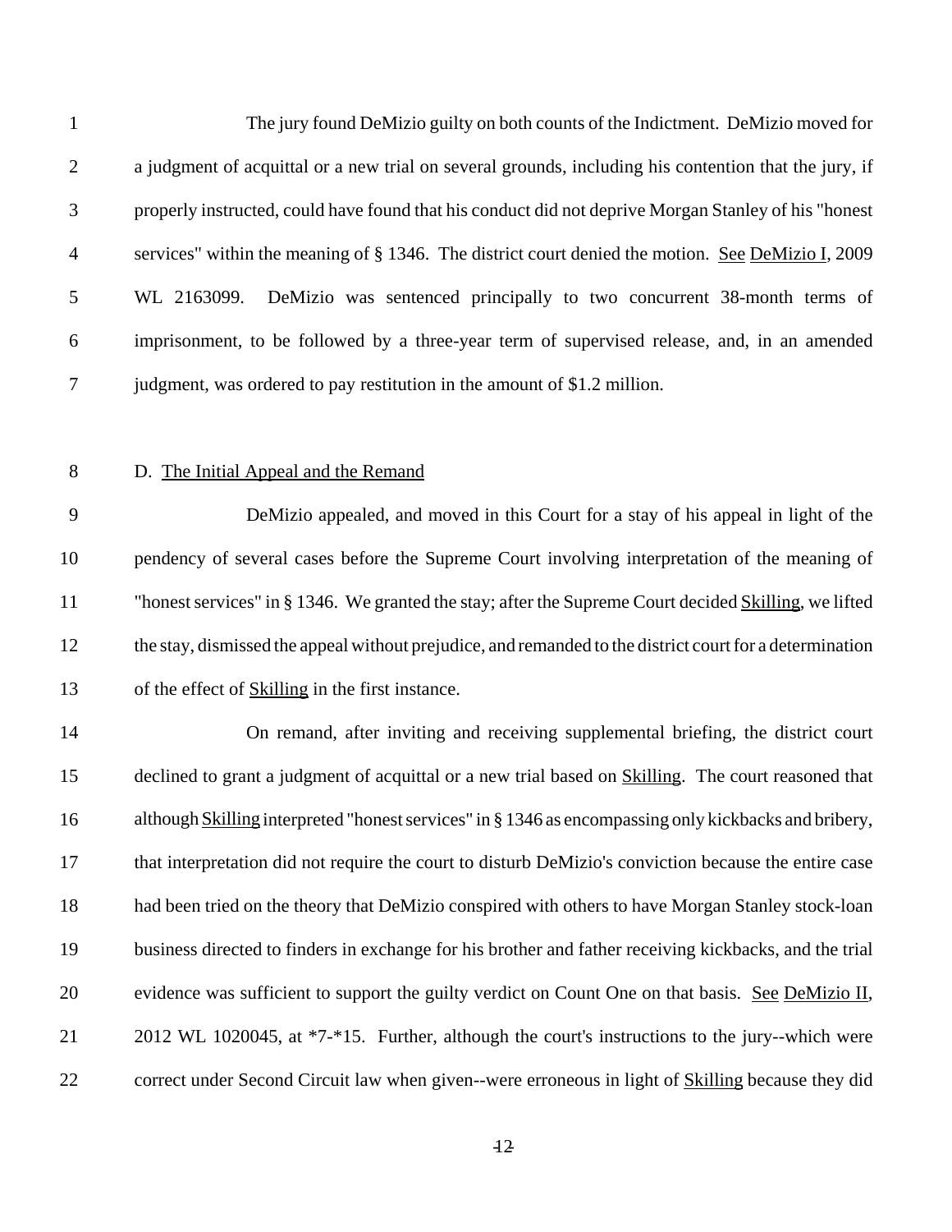The jury found DeMizio guilty on both counts of the Indictment. DeMizio moved for a judgment of acquittal or a new trial on several grounds, including his contention that the jury, if properly instructed, could have found that his conduct did not deprive Morgan Stanley of his "honest services" within the meaning of § 1346. The district court denied the motion. See DeMizio I, 2009 WL 2163099. DeMizio was sentenced principally to two concurrent 38-month terms of imprisonment, to be followed by a three-year term of supervised release, and, in an amended judgment, was ordered to pay restitution in the amount of $1.2 million.

D. The Initial Appeal and the Remand

DeMizio appealed, and moved in this Court for a stay of his appeal in light of the pendency of several cases before the Supreme Court involving interpretation of the meaning of "honest services" in § 1346. We granted the stay; after the Supreme Court decided Skilling, we lifted the stay, dismissed the appeal without prejudice, and remanded to the district court for a determination of the effect of Skilling in the first instance.

On remand, after inviting and receiving supplemental briefing, the district court declined to grant a judgment of acquittal or a new trial based on Skilling. The court reasoned that although Skilling interpreted "honest services" in § 1346 as encompassing only kickbacks and bribery, that interpretation did not require the court to disturb DeMizio's conviction because the entire case had been tried on the theory that DeMizio conspired with others to have Morgan Stanley stock-loan business directed to finders in exchange for his brother and father receiving kickbacks, and the trial evidence was sufficient to support the guilty verdict on Count One on that basis. See DeMizio II, 2012 WL 1020045, at *7-*15. Further, although the court's instructions to the jury--which were correct under Second Circuit law when given--were erroneous in light of Skilling because they did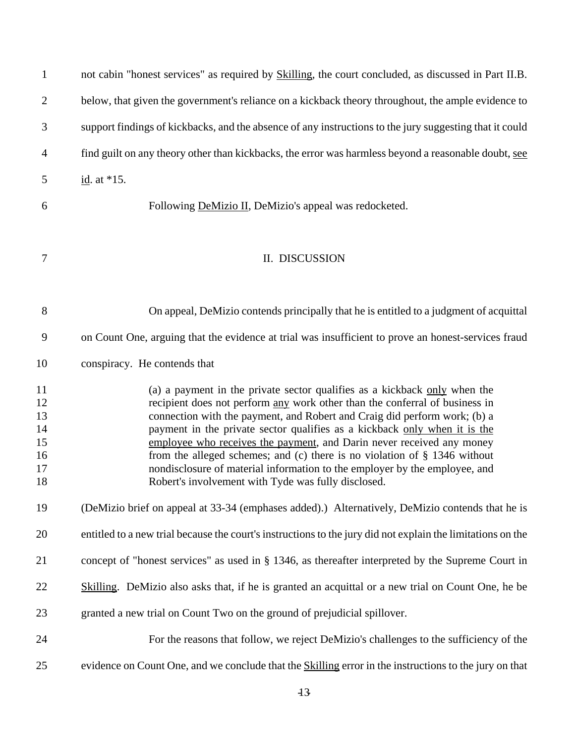not cabin "honest services" as required by Skilling, the court concluded, as discussed in Part II.B. below, that given the government's reliance on a kickback theory throughout, the ample evidence to support findings of kickbacks, and the absence of any instructions to the jury suggesting that it could find guilt on any theory other than kickbacks, the error was harmless beyond a reasonable doubt, see id. at *15.

Following DeMizio II, DeMizio's appeal was redocketed.

## II. DISCUSSION

On appeal, DeMizio contends principally that he is entitled to a judgment of acquittal on Count One, arguing that the evidence at trial was insufficient to prove an honest-services fraud conspiracy. He contends that

> (a) a payment in the private sector qualifies as a kickback only when the recipient does not perform any work other than the conferral of business in connection with the payment, and Robert and Craig did perform work; (b) a payment in the private sector qualifies as a kickback only when it is the employee who receives the payment, and Darin never received any money from the alleged schemes; and (c) there is no violation of § 1346 without nondisclosure of material information to the employer by the employee, and Robert's involvement with Tyde was fully disclosed.

(DeMizio brief on appeal at 33-34 (emphases added).) Alternatively, DeMizio contends that he is entitled to a new trial because the court's instructions to the jury did not explain the limitations on the concept of "honest services" as used in § 1346, as thereafter interpreted by the Supreme Court in Skilling. DeMizio also asks that, if he is granted an acquittal or a new trial on Count One, he be granted a new trial on Count Two on the ground of prejudicial spillover.

For the reasons that follow, we reject DeMizio's challenges to the sufficiency of the evidence on Count One, and we conclude that the Skilling error in the instructions to the jury on that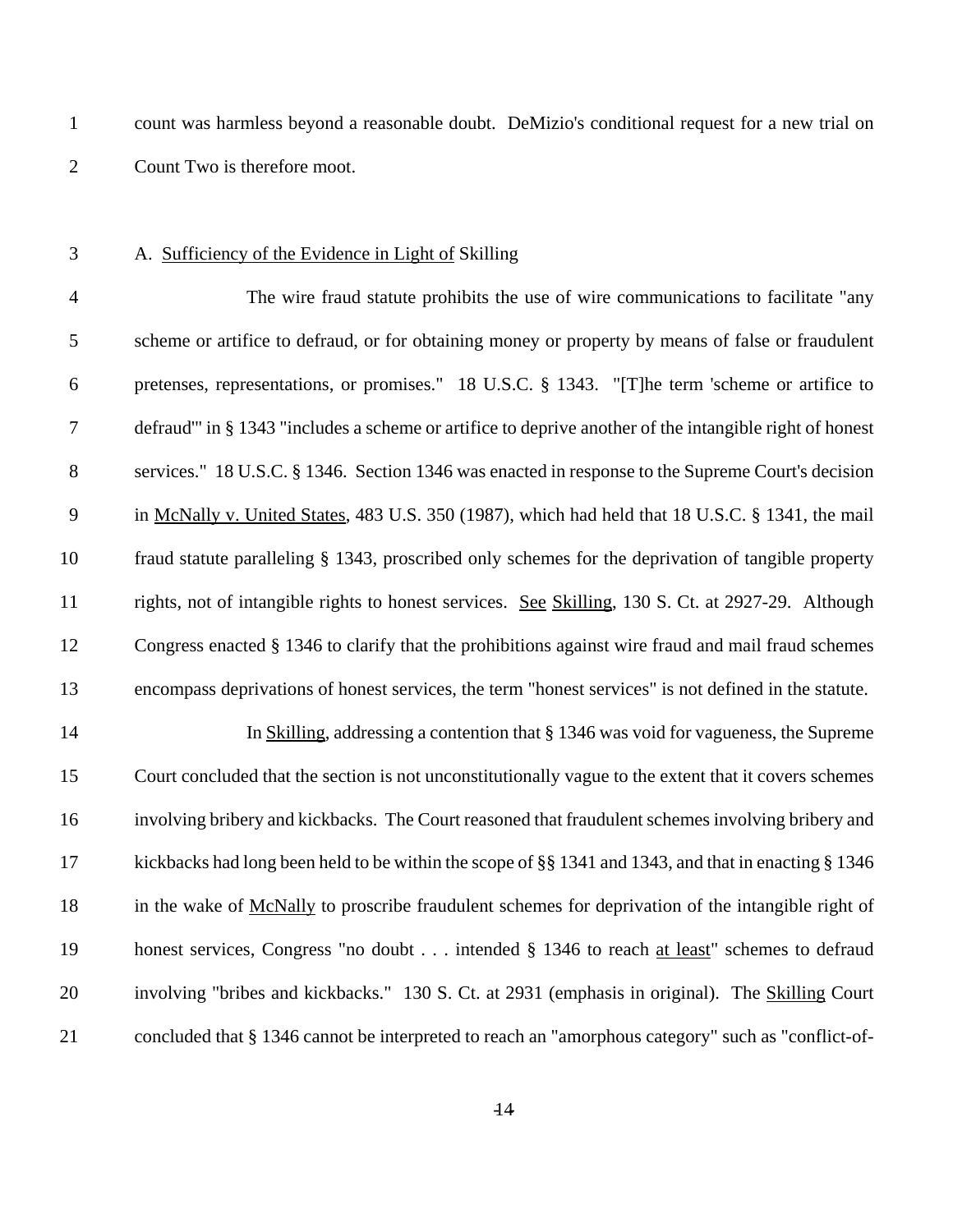count was harmless beyond a reasonable doubt. DeMizio's conditional request for a new trial on Count Two is therefore moot.

A. Sufficiency of the Evidence in Light of Skilling

The wire fraud statute prohibits the use of wire communications to facilitate "any scheme or artifice to defraud, or for obtaining money or property by means of false or fraudulent pretenses, representations, or promises." 18 U.S.C. § 1343. "[T]he term 'scheme or artifice to defraud'" in § 1343 "includes a scheme or artifice to deprive another of the intangible right of honest services." 18 U.S.C. § 1346. Section 1346 was enacted in response to the Supreme Court's decision in McNally v. United States, 483 U.S. 350 (1987), which had held that 18 U.S.C. § 1341, the mail fraud statute paralleling § 1343, proscribed only schemes for the deprivation of tangible property rights, not of intangible rights to honest services. See Skilling, 130 S. Ct. at 2927-29. Although Congress enacted § 1346 to clarify that the prohibitions against wire fraud and mail fraud schemes encompass deprivations of honest services, the term "honest services" is not defined in the statute.

In Skilling, addressing a contention that § 1346 was void for vagueness, the Supreme Court concluded that the section is not unconstitutionally vague to the extent that it covers schemes involving bribery and kickbacks. The Court reasoned that fraudulent schemes involving bribery and kickbacks had long been held to be within the scope of §§ 1341 and 1343, and that in enacting § 1346 in the wake of McNally to proscribe fraudulent schemes for deprivation of the intangible right of honest services, Congress "no doubt . . . intended § 1346 to reach at least" schemes to defraud involving "bribes and kickbacks." 130 S. Ct. at 2931 (emphasis in original). The Skilling Court concluded that § 1346 cannot be interpreted to reach an "amorphous category" such as "conflict-of-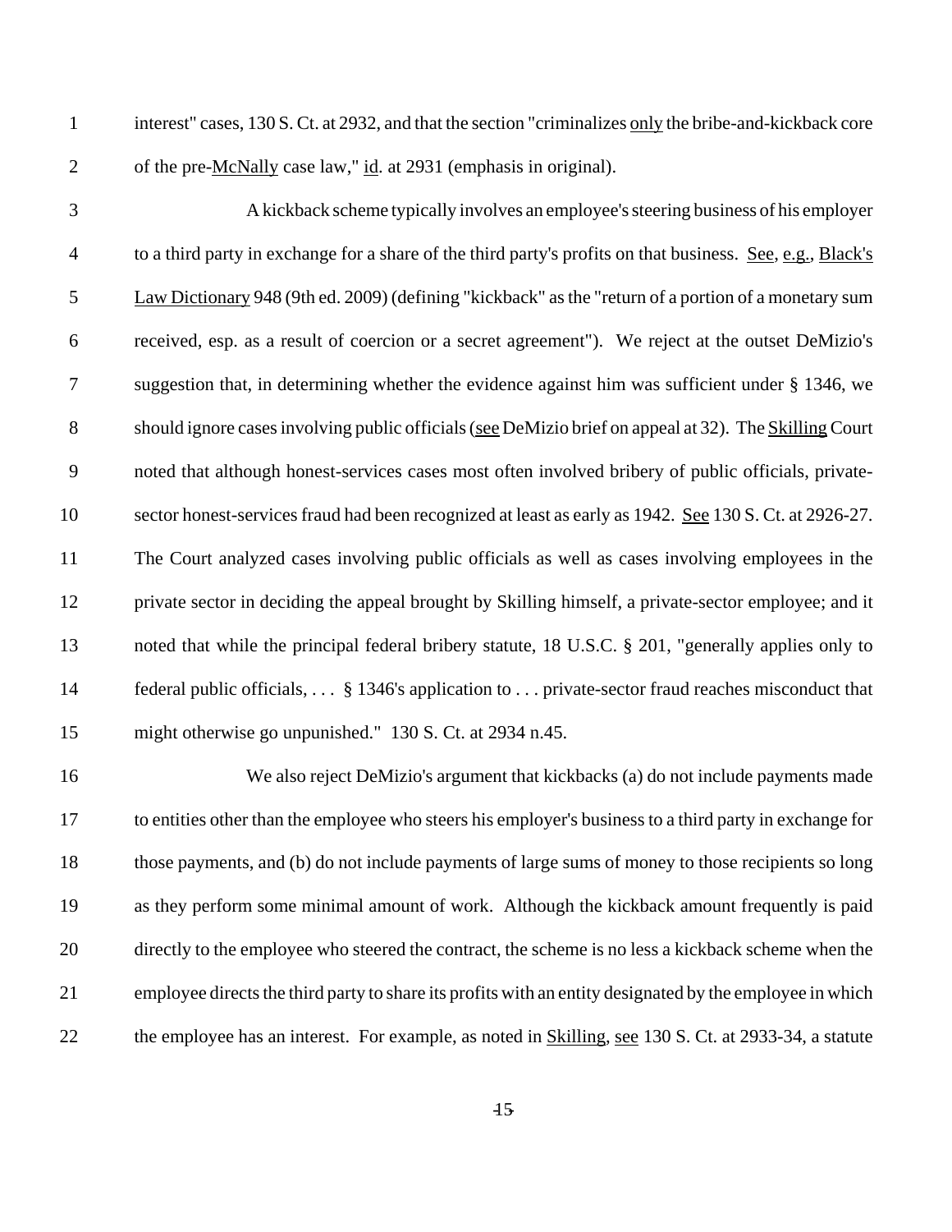interest" cases, 130 S. Ct. at 2932, and that the section "criminalizes only the bribe-and-kickback core of the pre-McNally case law," id. at 2931 (emphasis in original).

A kickback scheme typically involves an employee's steering business of his employer to a third party in exchange for a share of the third party's profits on that business. See, e.g., Black's Law Dictionary 948 (9th ed. 2009) (defining "kickback" as the "return of a portion of a monetary sum received, esp. as a result of coercion or a secret agreement"). We reject at the outset DeMizio's suggestion that, in determining whether the evidence against him was sufficient under § 1346, we should ignore cases involving public officials (see DeMizio brief on appeal at 32). The Skilling Court noted that although honest-services cases most often involved bribery of public officials, private-sector honest-services fraud had been recognized at least as early as 1942. See 130 S. Ct. at 2926-27. The Court analyzed cases involving public officials as well as cases involving employees in the private sector in deciding the appeal brought by Skilling himself, a private-sector employee; and it noted that while the principal federal bribery statute, 18 U.S.C. § 201, "generally applies only to federal public officials, . . . § 1346's application to . . . private-sector fraud reaches misconduct that might otherwise go unpunished." 130 S. Ct. at 2934 n.45.

We also reject DeMizio's argument that kickbacks (a) do not include payments made to entities other than the employee who steers his employer's business to a third party in exchange for those payments, and (b) do not include payments of large sums of money to those recipients so long as they perform some minimal amount of work. Although the kickback amount frequently is paid directly to the employee who steered the contract, the scheme is no less a kickback scheme when the employee directs the third party to share its profits with an entity designated by the employee in which the employee has an interest. For example, as noted in Skilling, see 130 S. Ct. at 2933-34, a statute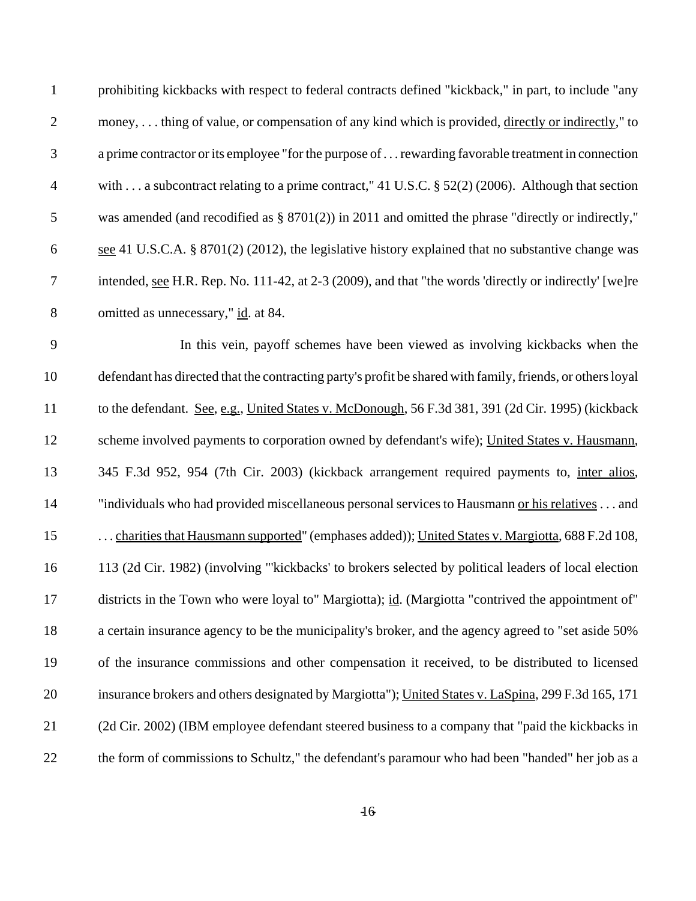prohibiting kickbacks with respect to federal contracts defined "kickback," in part, to include "any money, . . . thing of value, or compensation of any kind which is provided, directly or indirectly," to a prime contractor or its employee "for the purpose of . . . rewarding favorable treatment in connection with . . . a subcontract relating to a prime contract," 41 U.S.C. § 52(2) (2006). Although that section was amended (and recodified as § 8701(2)) in 2011 and omitted the phrase "directly or indirectly," see 41 U.S.C.A. § 8701(2) (2012), the legislative history explained that no substantive change was intended, see H.R. Rep. No. 111-42, at 2-3 (2009), and that "the words 'directly or indirectly' [we]re omitted as unnecessary," id. at 84.

In this vein, payoff schemes have been viewed as involving kickbacks when the defendant has directed that the contracting party's profit be shared with family, friends, or others loyal to the defendant. See, e.g., United States v. McDonough, 56 F.3d 381, 391 (2d Cir. 1995) (kickback scheme involved payments to corporation owned by defendant's wife); United States v. Hausmann, 345 F.3d 952, 954 (7th Cir. 2003) (kickback arrangement required payments to, inter alios, "individuals who had provided miscellaneous personal services to Hausmann or his relatives . . . and . . . charities that Hausmann supported" (emphases added)); United States v. Margiotta, 688 F.2d 108, 113 (2d Cir. 1982) (involving "'kickbacks' to brokers selected by political leaders of local election districts in the Town who were loyal to" Margiotta); id. (Margiotta "contrived the appointment of" a certain insurance agency to be the municipality's broker, and the agency agreed to "set aside 50% of the insurance commissions and other compensation it received, to be distributed to licensed insurance brokers and others designated by Margiotta"); United States v. LaSpina, 299 F.3d 165, 171 (2d Cir. 2002) (IBM employee defendant steered business to a company that "paid the kickbacks in the form of commissions to Schultz," the defendant's paramour who had been "handed" her job as a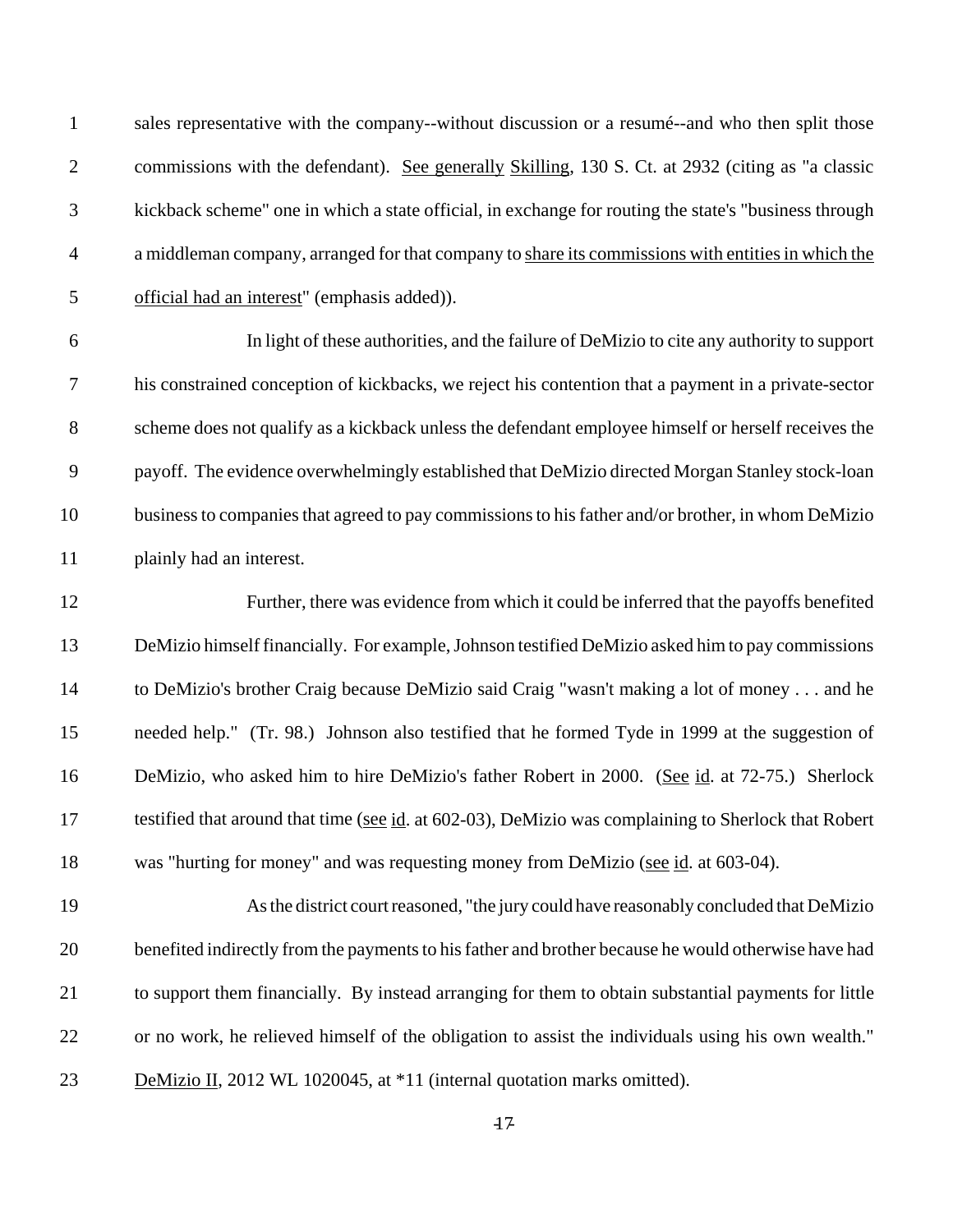sales representative with the company--without discussion or a resumé--and who then split those commissions with the defendant). See generally Skilling, 130 S. Ct. at 2932 (citing as "a classic kickback scheme" one in which a state official, in exchange for routing the state's "business through a middleman company, arranged for that company to share its commissions with entities in which the official had an interest" (emphasis added)).

In light of these authorities, and the failure of DeMizio to cite any authority to support his constrained conception of kickbacks, we reject his contention that a payment in a private-sector scheme does not qualify as a kickback unless the defendant employee himself or herself receives the payoff. The evidence overwhelmingly established that DeMizio directed Morgan Stanley stock-loan business to companies that agreed to pay commissions to his father and/or brother, in whom DeMizio plainly had an interest.

Further, there was evidence from which it could be inferred that the payoffs benefited DeMizio himself financially. For example, Johnson testified DeMizio asked him to pay commissions to DeMizio's brother Craig because DeMizio said Craig "wasn't making a lot of money . . . and he needed help." (Tr. 98.) Johnson also testified that he formed Tyde in 1999 at the suggestion of DeMizio, who asked him to hire DeMizio's father Robert in 2000. (See id. at 72-75.) Sherlock testified that around that time (see id. at 602-03), DeMizio was complaining to Sherlock that Robert was "hurting for money" and was requesting money from DeMizio (see id. at 603-04).

As the district court reasoned, "the jury could have reasonably concluded that DeMizio benefited indirectly from the payments to his father and brother because he would otherwise have had to support them financially. By instead arranging for them to obtain substantial payments for little or no work, he relieved himself of the obligation to assist the individuals using his own wealth." DeMizio II, 2012 WL 1020045, at *11 (internal quotation marks omitted).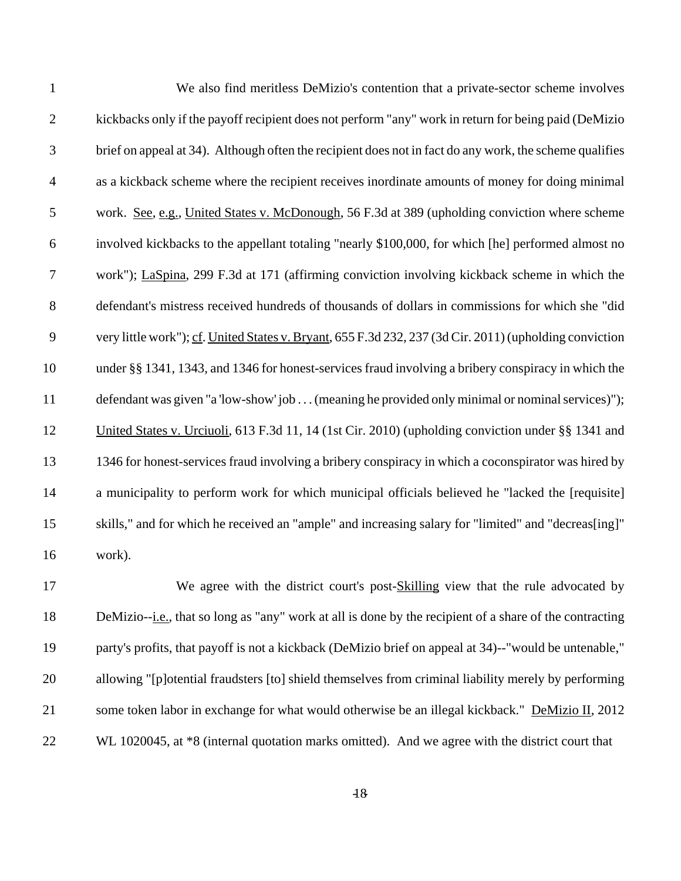We also find meritless DeMizio's contention that a private-sector scheme involves kickbacks only if the payoff recipient does not perform "any" work in return for being paid (DeMizio brief on appeal at 34). Although often the recipient does not in fact do any work, the scheme qualifies as a kickback scheme where the recipient receives inordinate amounts of money for doing minimal work. See, e.g., United States v. McDonough, 56 F.3d at 389 (upholding conviction where scheme involved kickbacks to the appellant totaling "nearly $100,000, for which [he] performed almost no work"); LaSpina, 299 F.3d at 171 (affirming conviction involving kickback scheme in which the defendant's mistress received hundreds of thousands of dollars in commissions for which she "did very little work"); cf. United States v. Bryant, 655 F.3d 232, 237 (3d Cir. 2011) (upholding conviction under §§ 1341, 1343, and 1346 for honest-services fraud involving a bribery conspiracy in which the defendant was given "a 'low-show' job . . . (meaning he provided only minimal or nominal services)"); United States v. Urciuoli, 613 F.3d 11, 14 (1st Cir. 2010) (upholding conviction under §§ 1341 and 1346 for honest-services fraud involving a bribery conspiracy in which a coconspirator was hired by a municipality to perform work for which municipal officials believed he "lacked the [requisite] skills," and for which he received an "ample" and increasing salary for "limited" and "decreas[ing]" work).

We agree with the district court's post-Skilling view that the rule advocated by DeMizio--i.e., that so long as "any" work at all is done by the recipient of a share of the contracting party's profits, that payoff is not a kickback (DeMizio brief on appeal at 34)--"would be untenable," allowing "[p]otential fraudsters [to] shield themselves from criminal liability merely by performing some token labor in exchange for what would otherwise be an illegal kickback." DeMizio II, 2012 WL 1020045, at *8 (internal quotation marks omitted). And we agree with the district court that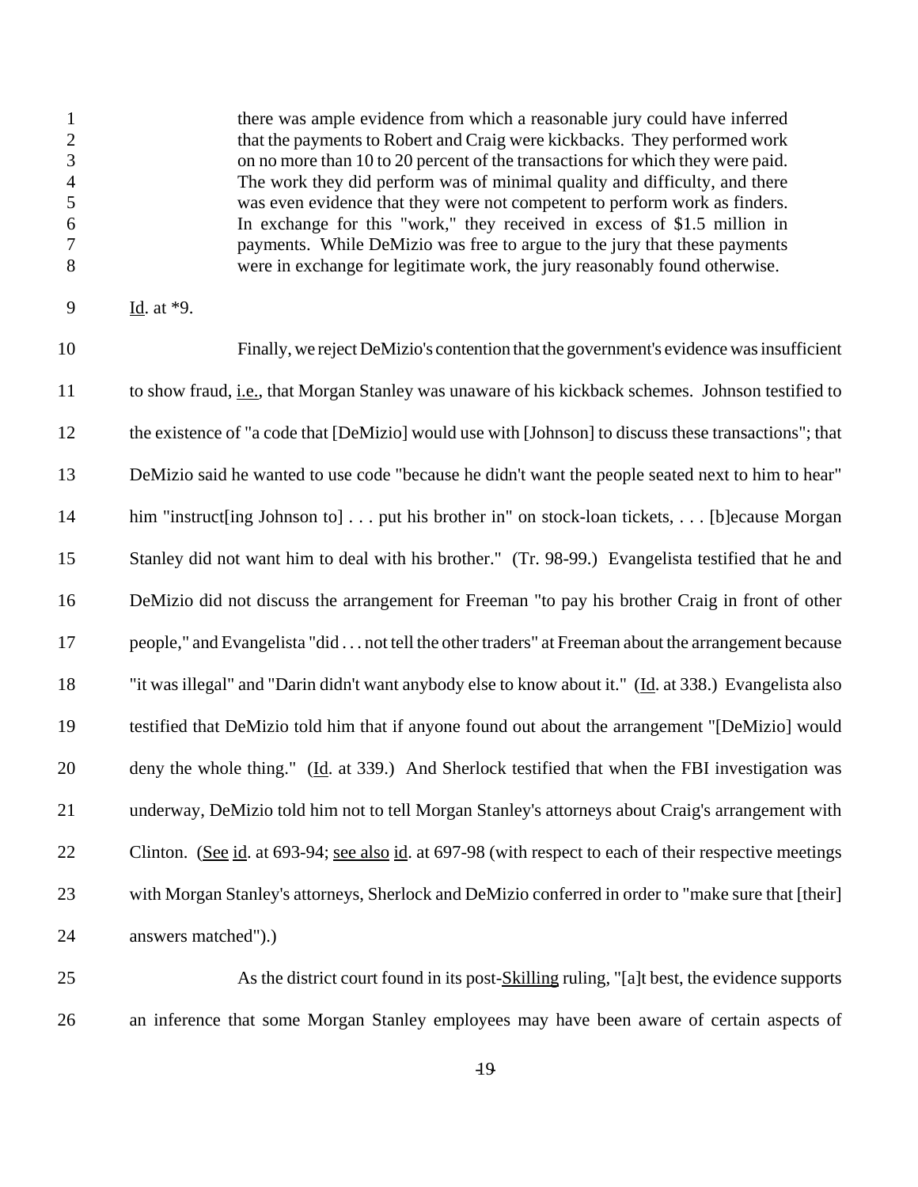> there was ample evidence from which a reasonable jury could have inferred that the payments to Robert and Craig were kickbacks. They performed work on no more than 10 to 20 percent of the transactions for which they were paid. The work they did perform was of minimal quality and difficulty, and there was even evidence that they were not competent to perform work as finders. In exchange for this "work," they received in excess of $1.5 million in payments. While DeMizio was free to argue to the jury that these payments were in exchange for legitimate work, the jury reasonably found otherwise.

Id. at *9.

Finally, we reject DeMizio's contention that the government's evidence was insufficient to show fraud, i.e., that Morgan Stanley was unaware of his kickback schemes. Johnson testified to the existence of "a code that [DeMizio] would use with [Johnson] to discuss these transactions"; that DeMizio said he wanted to use code "because he didn't want the people seated next to him to hear" him "instruct[ing Johnson to] . . . put his brother in" on stock-loan tickets, . . . [b]ecause Morgan Stanley did not want him to deal with his brother." (Tr. 98-99.) Evangelista testified that he and DeMizio did not discuss the arrangement for Freeman "to pay his brother Craig in front of other people," and Evangelista "did . . . not tell the other traders" at Freeman about the arrangement because "it was illegal" and "Darin didn't want anybody else to know about it." (Id. at 338.) Evangelista also testified that DeMizio told him that if anyone found out about the arrangement "[DeMizio] would deny the whole thing." (Id. at 339.) And Sherlock testified that when the FBI investigation was underway, DeMizio told him not to tell Morgan Stanley's attorneys about Craig's arrangement with Clinton. (See id. at 693-94; see also id. at 697-98 (with respect to each of their respective meetings with Morgan Stanley's attorneys, Sherlock and DeMizio conferred in order to "make sure that [their] answers matched").)

As the district court found in its post-Skilling ruling, "[a]t best, the evidence supports an inference that some Morgan Stanley employees may have been aware of certain aspects of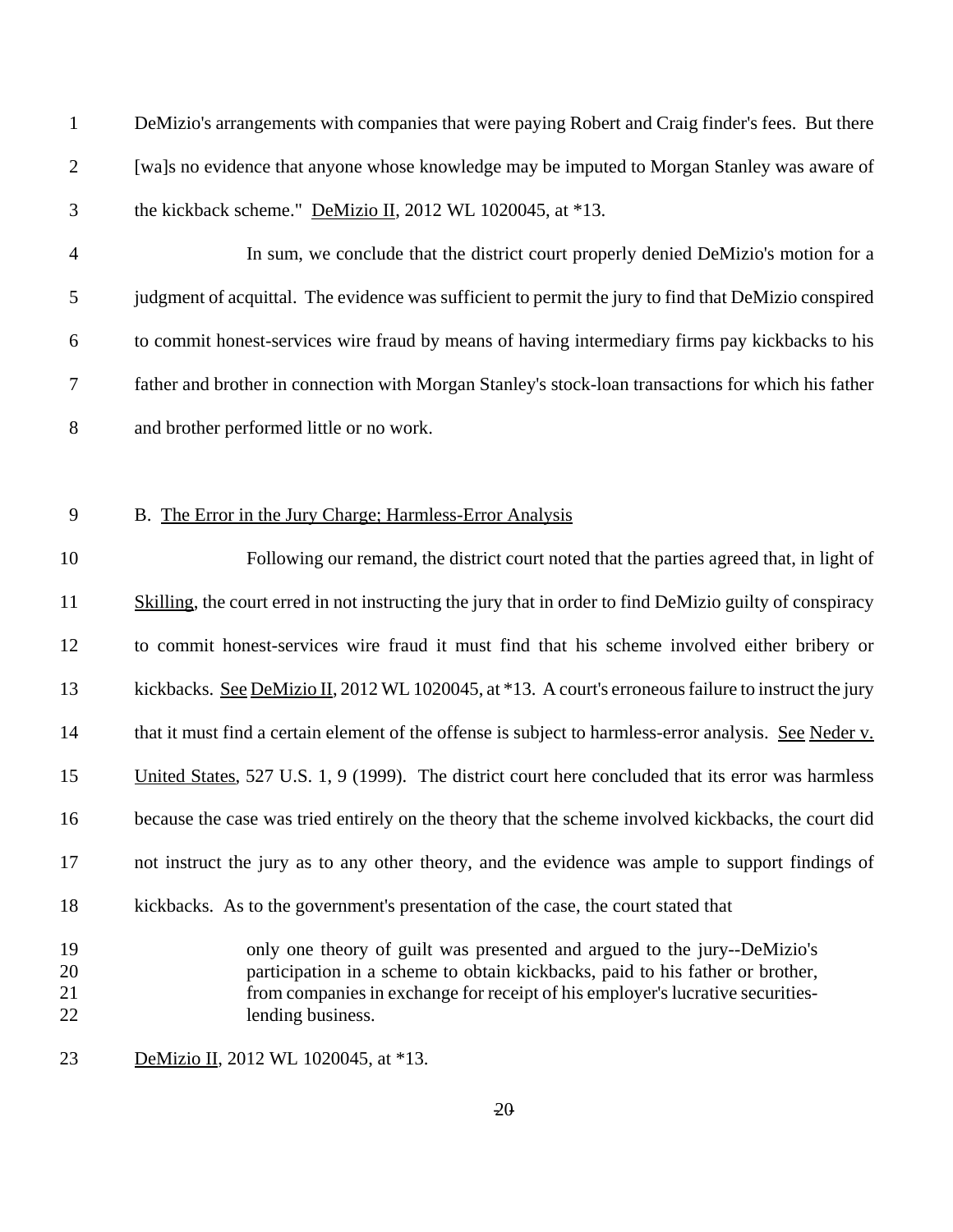DeMizio's arrangements with companies that were paying Robert and Craig finder's fees. But there [wa]s no evidence that anyone whose knowledge may be imputed to Morgan Stanley was aware of the kickback scheme." DeMizio II, 2012 WL 1020045, at *13.

In sum, we conclude that the district court properly denied DeMizio's motion for a judgment of acquittal. The evidence was sufficient to permit the jury to find that DeMizio conspired to commit honest-services wire fraud by means of having intermediary firms pay kickbacks to his father and brother in connection with Morgan Stanley's stock-loan transactions for which his father and brother performed little or no work.

B. The Error in the Jury Charge; Harmless-Error Analysis

Following our remand, the district court noted that the parties agreed that, in light of Skilling, the court erred in not instructing the jury that in order to find DeMizio guilty of conspiracy to commit honest-services wire fraud it must find that his scheme involved either bribery or kickbacks. See DeMizio II, 2012 WL 1020045, at *13. A court's erroneous failure to instruct the jury that it must find a certain element of the offense is subject to harmless-error analysis. See Neder v. United States, 527 U.S. 1, 9 (1999). The district court here concluded that its error was harmless because the case was tried entirely on the theory that the scheme involved kickbacks, the court did not instruct the jury as to any other theory, and the evidence was ample to support findings of kickbacks. As to the government's presentation of the case, the court stated that

> only one theory of guilt was presented and argued to the jury--DeMizio's participation in a scheme to obtain kickbacks, paid to his father or brother, from companies in exchange for receipt of his employer's lucrative securities-lending business.

DeMizio II, 2012 WL 1020045, at *13.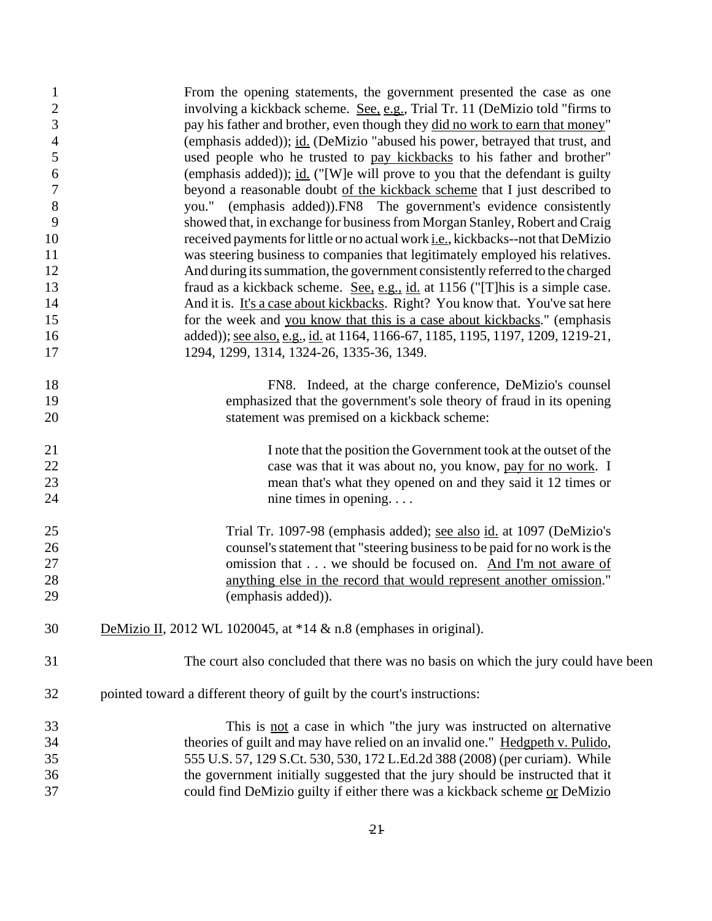> From the opening statements, the government presented the case as one involving a kickback scheme. See, e.g., Trial Tr. 11 (DeMizio told "firms to pay his father and brother, even though they did no work to earn that money" (emphasis added)); id. (DeMizio "abused his power, betrayed that trust, and used people who he trusted to pay kickbacks to his father and brother" (emphasis added)); id. ("[W]e will prove to you that the defendant is guilty beyond a reasonable doubt of the kickback scheme that I just described to you." (emphasis added)).FN8 The government's evidence consistently showed that, in exchange for business from Morgan Stanley, Robert and Craig received payments for little or no actual work i.e., kickbacks--not that DeMizio was steering business to companies that legitimately employed his relatives. And during its summation, the government consistently referred to the charged fraud as a kickback scheme. See, e.g., id. at 1156 ("[T]his is a simple case. And it is. It's a case about kickbacks. Right? You know that. You've sat here for the week and you know that this is a case about kickbacks." (emphasis added)); see also, e.g., id. at 1164, 1166-67, 1185, 1195, 1197, 1209, 1219-21, 1294, 1299, 1314, 1324-26, 1335-36, 1349.
>
> > FN8. Indeed, at the charge conference, DeMizio's counsel emphasized that the government's sole theory of fraud in its opening statement was premised on a kickback scheme:
> >
> > > I note that the position the Government took at the outset of the case was that it was about no, you know, pay for no work. I mean that's what they opened on and they said it 12 times or nine times in opening. . . .
> >
> > Trial Tr. 1097-98 (emphasis added); see also id. at 1097 (DeMizio's counsel's statement that "steering business to be paid for no work is the omission that . . . we should be focused on. And I'm not aware of anything else in the record that would represent another omission." (emphasis added)).

DeMizio II, 2012 WL 1020045, at *14 & n.8 (emphases in original).

The court also concluded that there was no basis on which the jury could have been pointed toward a different theory of guilt by the court's instructions:

> This is not a case in which "the jury was instructed on alternative theories of guilt and may have relied on an invalid one." Hedgpeth v. Pulido, 555 U.S. 57, 129 S.Ct. 530, 530, 172 L.Ed.2d 388 (2008) (per curiam). While the government initially suggested that the jury should be instructed that it could find DeMizio guilty if either there was a kickback scheme or DeMizio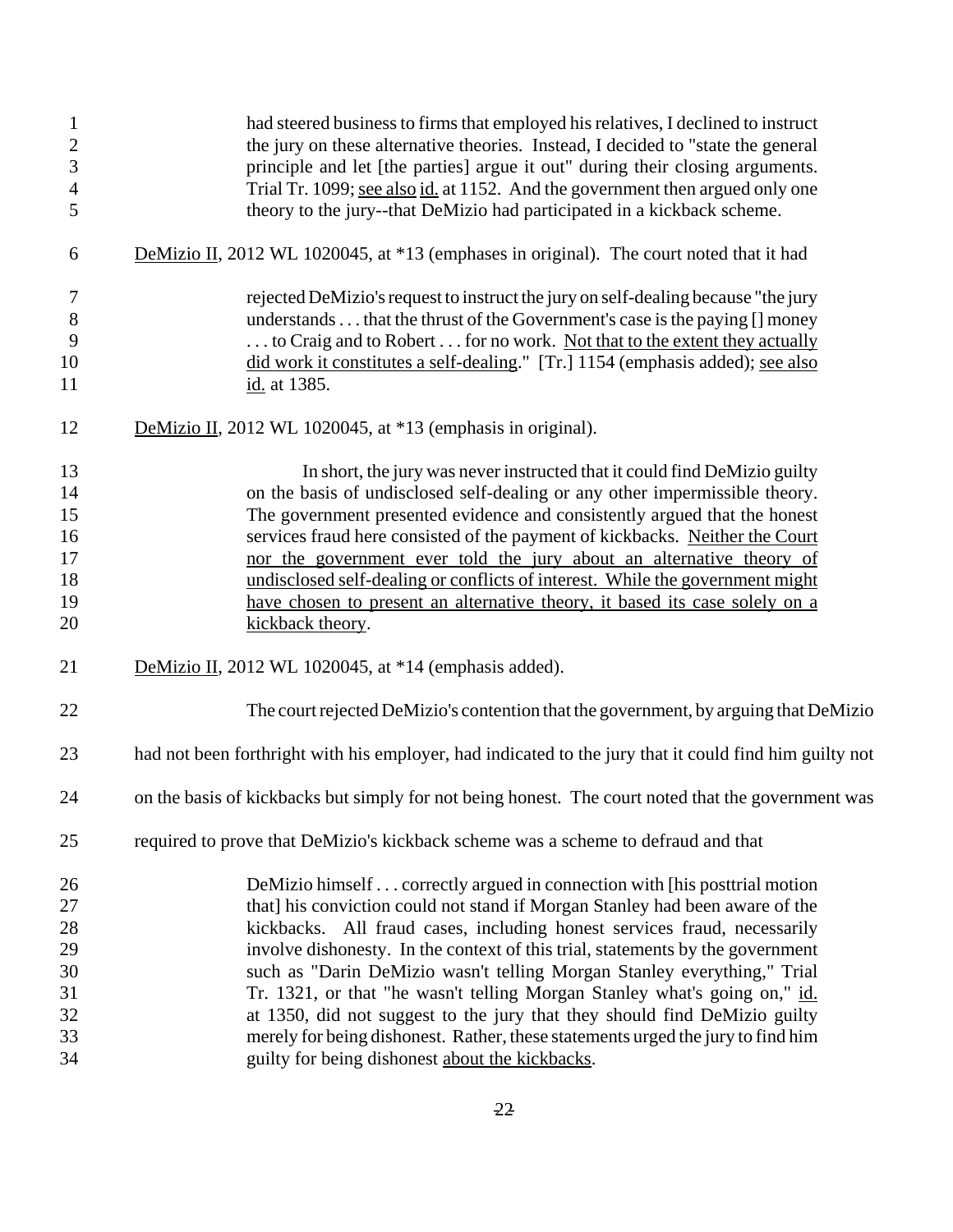> had steered business to firms that employed his relatives, I declined to instruct the jury on these alternative theories. Instead, I decided to "state the general principle and let [the parties] argue it out" during their closing arguments. Trial Tr. 1099; see also id. at 1152. And the government then argued only one theory to the jury--that DeMizio had participated in a kickback scheme.

DeMizio II, 2012 WL 1020045, at *13 (emphases in original). The court noted that it had

> rejected DeMizio's request to instruct the jury on self-dealing because "the jury understands . . . that the thrust of the Government's case is the paying [] money . . . to Craig and to Robert . . . for no work. Not that to the extent they actually did work it constitutes a self-dealing." [Tr.] 1154 (emphasis added); see also id. at 1385.

DeMizio II, 2012 WL 1020045, at *13 (emphasis in original).

> In short, the jury was never instructed that it could find DeMizio guilty on the basis of undisclosed self-dealing or any other impermissible theory. The government presented evidence and consistently argued that the honest services fraud here consisted of the payment of kickbacks. Neither the Court nor the government ever told the jury about an alternative theory of undisclosed self-dealing or conflicts of interest. While the government might have chosen to present an alternative theory, it based its case solely on a kickback theory.

DeMizio II, 2012 WL 1020045, at *14 (emphasis added).

The court rejected DeMizio's contention that the government, by arguing that DeMizio had not been forthright with his employer, had indicated to the jury that it could find him guilty not on the basis of kickbacks but simply for not being honest. The court noted that the government was required to prove that DeMizio's kickback scheme was a scheme to defraud and that

> DeMizio himself . . . correctly argued in connection with [his posttrial motion that] his conviction could not stand if Morgan Stanley had been aware of the kickbacks. All fraud cases, including honest services fraud, necessarily involve dishonesty. In the context of this trial, statements by the government such as "Darin DeMizio wasn't telling Morgan Stanley everything," Trial Tr. 1321, or that "he wasn't telling Morgan Stanley what's going on," id. at 1350, did not suggest to the jury that they should find DeMizio guilty merely for being dishonest. Rather, these statements urged the jury to find him guilty for being dishonest about the kickbacks.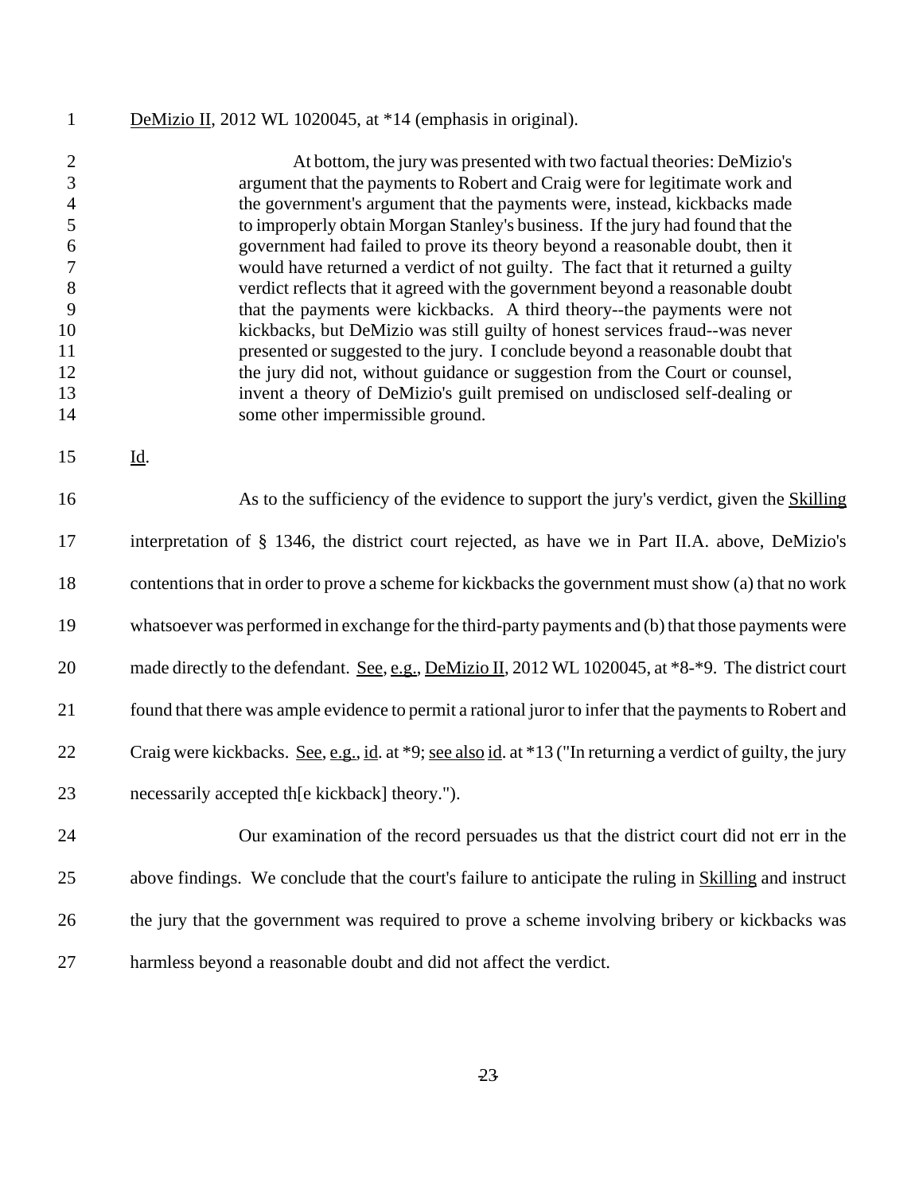DeMizio II, 2012 WL 1020045, at *14 (emphasis in original).

> At bottom, the jury was presented with two factual theories: DeMizio's argument that the payments to Robert and Craig were for legitimate work and the government's argument that the payments were, instead, kickbacks made to improperly obtain Morgan Stanley's business. If the jury had found that the government had failed to prove its theory beyond a reasonable doubt, then it would have returned a verdict of not guilty. The fact that it returned a guilty verdict reflects that it agreed with the government beyond a reasonable doubt that the payments were kickbacks. A third theory--the payments were not kickbacks, but DeMizio was still guilty of honest services fraud--was never presented or suggested to the jury. I conclude beyond a reasonable doubt that the jury did not, without guidance or suggestion from the Court or counsel, invent a theory of DeMizio's guilt premised on undisclosed self-dealing or some other impermissible ground.

Id.

As to the sufficiency of the evidence to support the jury's verdict, given the Skilling interpretation of § 1346, the district court rejected, as have we in Part II.A. above, DeMizio's contentions that in order to prove a scheme for kickbacks the government must show (a) that no work whatsoever was performed in exchange for the third-party payments and (b) that those payments were made directly to the defendant. See, e.g., DeMizio II, 2012 WL 1020045, at *8-*9. The district court found that there was ample evidence to permit a rational juror to infer that the payments to Robert and Craig were kickbacks. See, e.g., id. at *9; see also id. at *13 ("In returning a verdict of guilty, the jury necessarily accepted th[e kickback] theory.").

Our examination of the record persuades us that the district court did not err in the above findings. We conclude that the court's failure to anticipate the ruling in Skilling and instruct the jury that the government was required to prove a scheme involving bribery or kickbacks was harmless beyond a reasonable doubt and did not affect the verdict.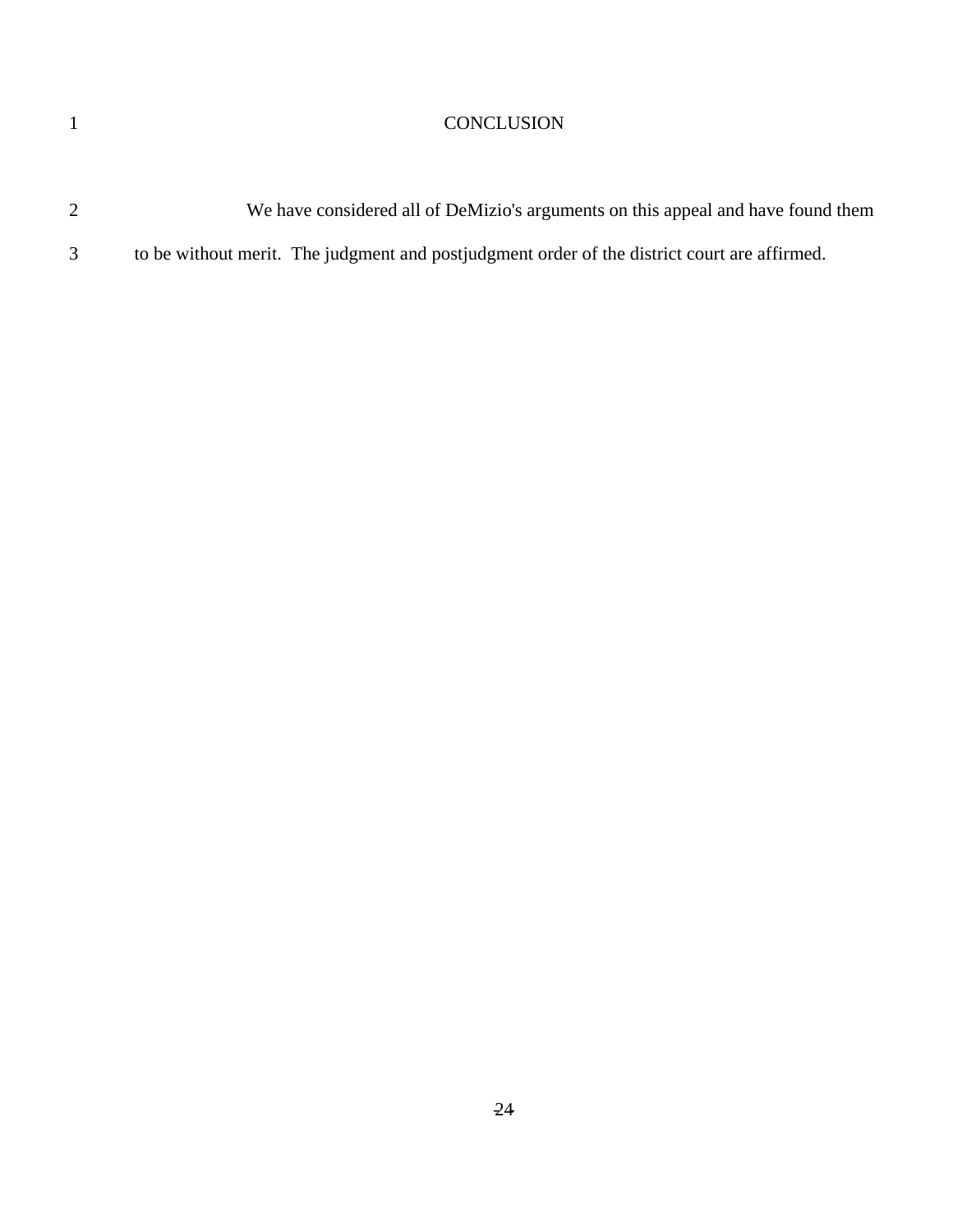## CONCLUSION

We have considered all of DeMizio's arguments on this appeal and have found them to be without merit. The judgment and postjudgment order of the district court are affirmed.